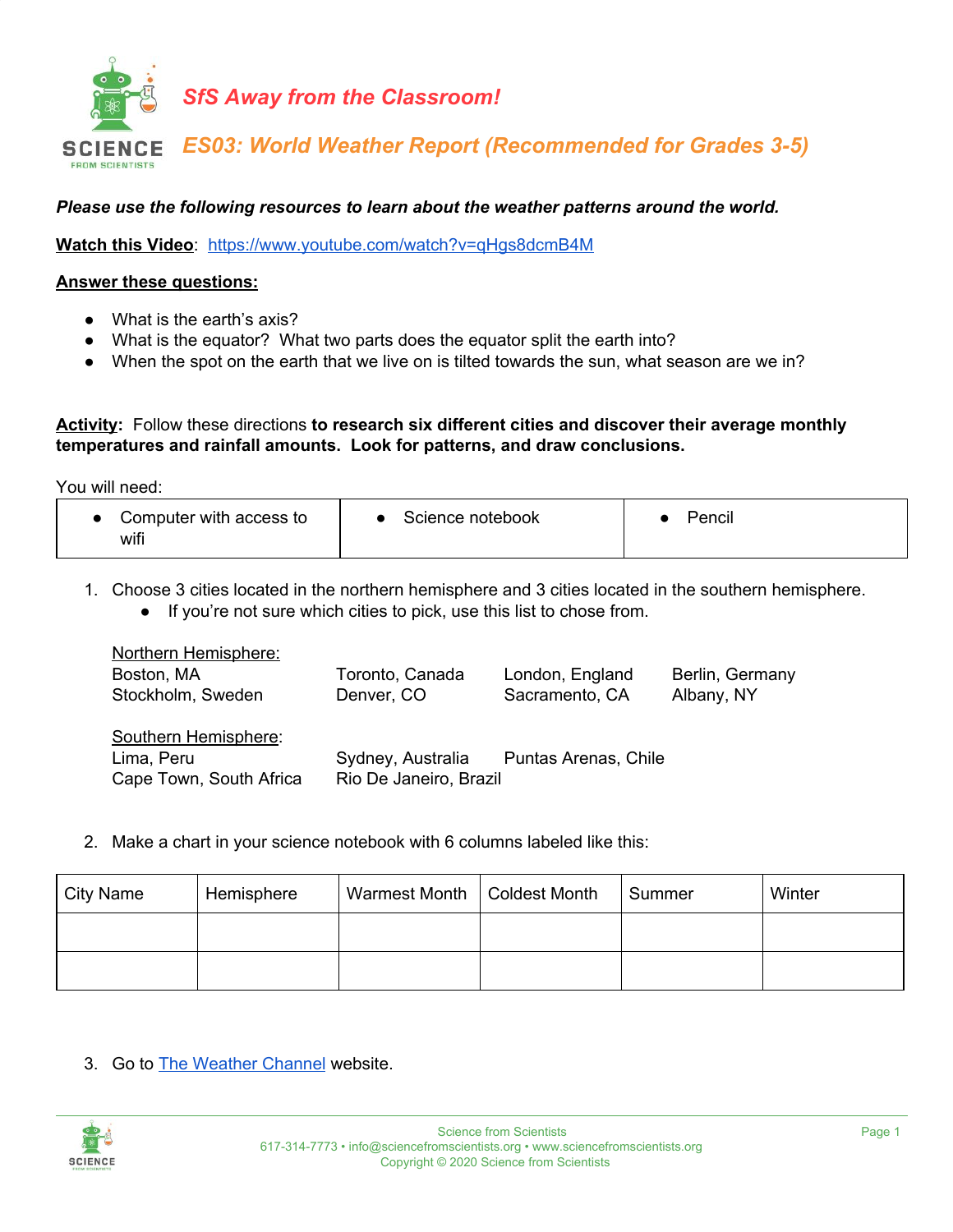# SfS Away from the Classroom!

## ES03: World Weather Report (Recommended for Grades 3-5)

***Please use the following resources to learn about the weather patterns around the world.***

**Watch this Video**: https://www.youtube.com/watch?v=qHgs8dcmB4M

**Answer these questions:**

- What is the earth's axis?
- What is the equator? What two parts does the equator split the earth into?
- When the spot on the earth that we live on is tilted towards the sun, what season are we in?

**Activity**: Follow these directions **to research six different cities and discover their average monthly temperatures and rainfall amounts. Look for patterns, and draw conclusions.**

You will need:

| • Computer with access to wifi | • Science notebook | • Pencil |
|---|---|---|

1. Choose 3 cities located in the northern hemisphere and 3 cities located in the southern hemisphere.
   - If you're not sure which cities to pick, use this list to chose from.

   Northern Hemisphere:
   Boston, MA
   Toronto, Canada
   London, England
   Berlin, Germany
   Stockholm, Sweden
   Denver, CO
   Sacramento, CA
   Albany, NY

   Southern Hemisphere:
   Lima, Peru
   Sydney, Australia
   Puntas Arenas, Chile
   Cape Town, South Africa
   Rio De Janeiro, Brazil

2. Make a chart in your science notebook with 6 columns labeled like this:

| City Name | Hemisphere | Warmest Month | Coldest Month | Summer | Winter |
|---|---|---|---|---|---|
| | | | | | |
| | | | | | |

3. Go to The Weather Channel website.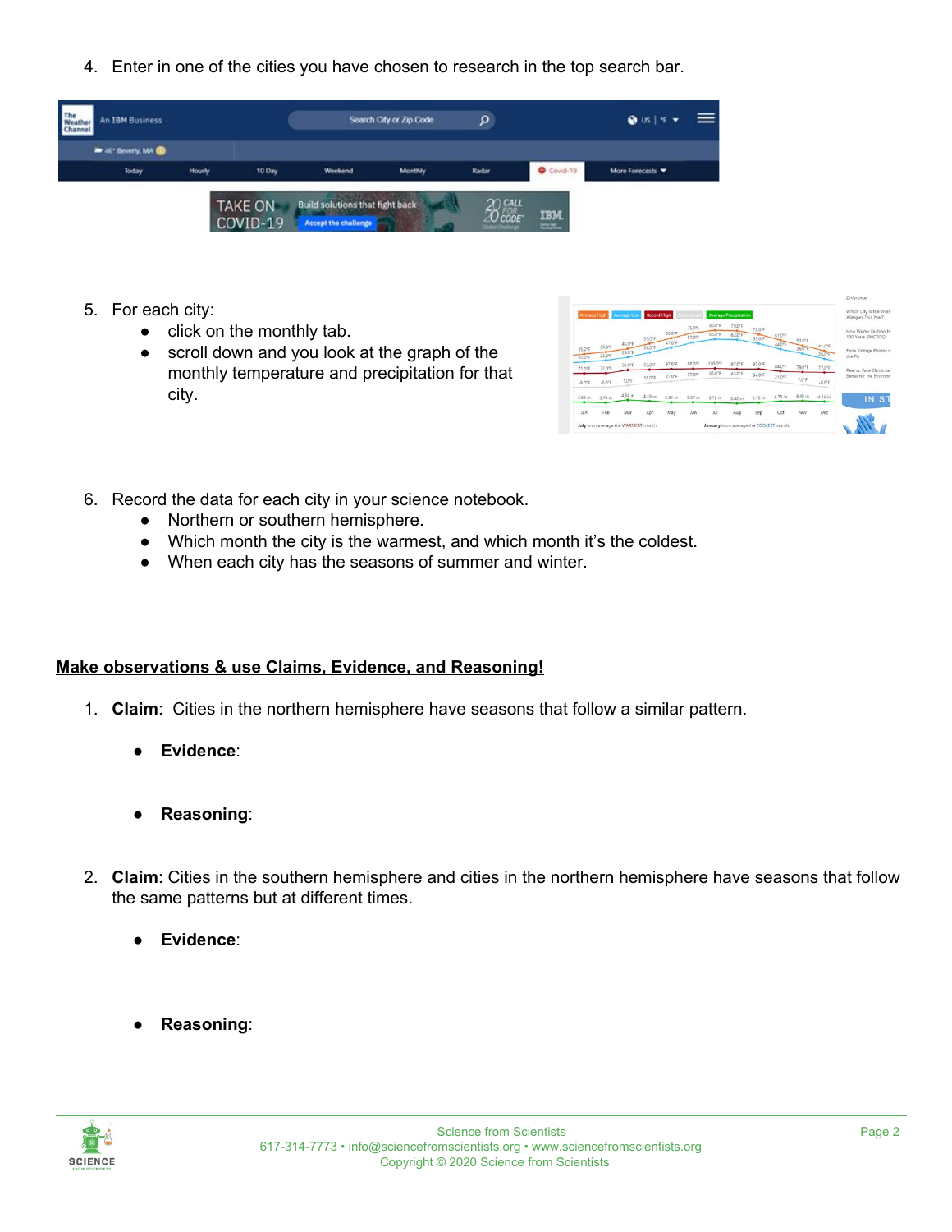4. Enter in one of the cities you have chosen to research in the top search bar.

5. For each city:
   - click on the monthly tab.
   - scroll down and you look at the graph of the monthly temperature and precipitation for that city.

6. Record the data for each city in your science notebook.
   - Northern or southern hemisphere.
   - Which month the city is the warmest, and which month it's the coldest.
   - When each city has the seasons of summer and winter.

**Make observations & use Claims, Evidence, and Reasoning!**

1. **Claim**: Cities in the northern hemisphere have seasons that follow a similar pattern.
   - **Evidence**:
   - **Reasoning**:

2. **Claim**: Cities in the southern hemisphere and cities in the northern hemisphere have seasons that follow the same patterns but at different times.
   - **Evidence**:
   - **Reasoning**:

Science from Scientists
617-314-7773 • info@sciencefromscientists.org • www.sciencefromscientists.org
Copyright © 2020 Science from Scientists